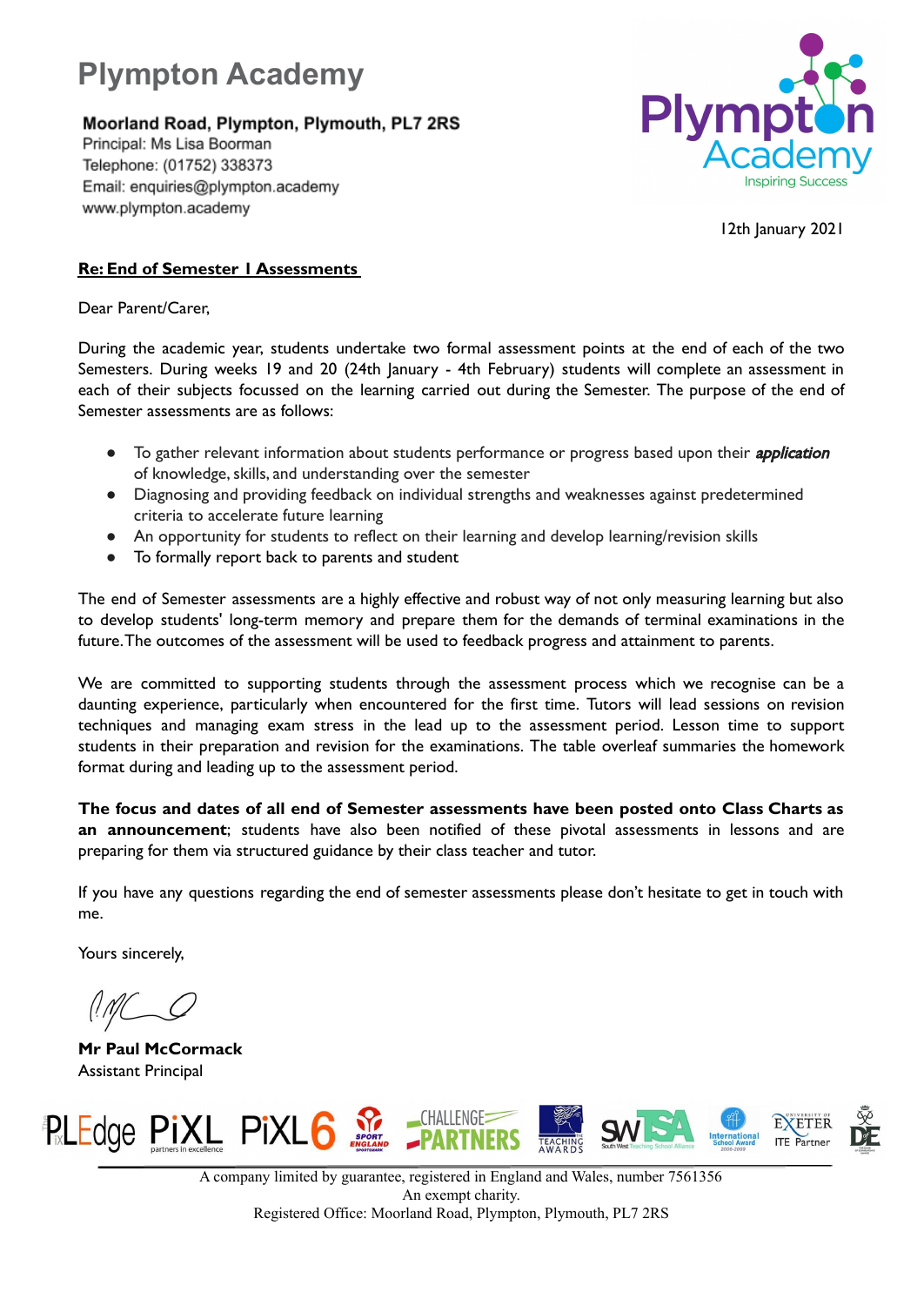# Plympton Academy

**Moorland Road, Plympton, Plymouth, PL7 2RS**
Principal: Ms Lisa Boorman
Telephone: (01752) 338373
Email: enquiries@plympton.academy
www.plympton.academy

12th January 2021

**Re: End of Semester 1 Assessments**

Dear Parent/Carer,

During the academic year, students undertake two formal assessment points at the end of each of the two Semesters. During weeks 19 and 20 (24th January - 4th February) students will complete an assessment in each of their subjects focussed on the learning carried out during the Semester. The purpose of the end of Semester assessments are as follows:

- To gather relevant information about students performance or progress based upon their ***application*** of knowledge, skills, and understanding over the semester
- Diagnosing and providing feedback on individual strengths and weaknesses against predetermined criteria to accelerate future learning
- An opportunity for students to reflect on their learning and develop learning/revision skills
- To formally report back to parents and student

The end of Semester assessments are a highly effective and robust way of not only measuring learning but also to develop students' long-term memory and prepare them for the demands of terminal examinations in the future. The outcomes of the assessment will be used to feedback progress and attainment to parents.

We are committed to supporting students through the assessment process which we recognise can be a daunting experience, particularly when encountered for the first time. Tutors will lead sessions on revision techniques and managing exam stress in the lead up to the assessment period. Lesson time to support students in their preparation and revision for the examinations. The table overleaf summaries the homework format during and leading up to the assessment period.

**The focus and dates of all end of Semester assessments have been posted onto Class Charts as an announcement**; students have also been notified of these pivotal assessments in lessons and are preparing for them via structured guidance by their class teacher and tutor.

If you have any questions regarding the end of semester assessments please don't hesitate to get in touch with me.

Yours sincerely,

**Mr Paul McCormack**
Assistant Principal

A company limited by guarantee, registered in England and Wales, number 7561356
An exempt charity.
Registered Office: Moorland Road, Plympton, Plymouth, PL7 2RS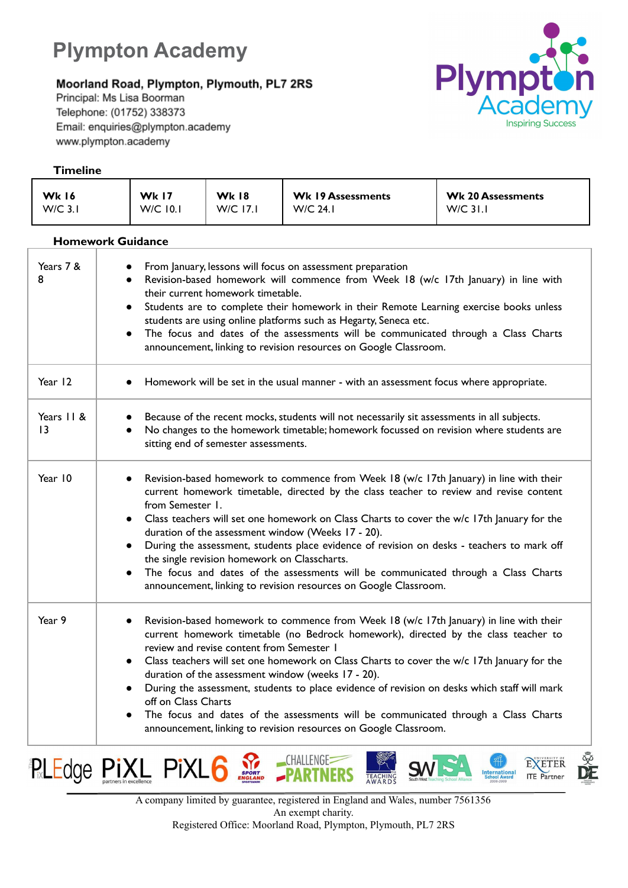# Plympton Academy

**Moorland Road, Plympton, Plymouth, PL7 2RS**
Principal: Ms Lisa Boorman
Telephone: (01752) 338373
Email: enquiries@plympton.academy
www.plympton.academy

**Timeline**

| | | | | |
|---|---|---|---|---|
| **Wk 16**<br>W/C 3.1 | **Wk 17**<br>W/C 10.1 | **Wk 18**<br>W/C 17.1 | **Wk 19 Assessments**<br>W/C 24.1 | **Wk 20 Assessments**<br>W/C 31.1 |

**Homework Guidance**

| | |
|---|---|
| Years 7 & 8 | • From January, lessons will focus on assessment preparation<br>• Revision-based homework will commence from Week 18 (w/c 17th January) in line with their current homework timetable.<br>• Students are to complete their homework in their Remote Learning exercise books unless students are using online platforms such as Hegarty, Seneca etc.<br>• The focus and dates of the assessments will be communicated through a Class Charts announcement, linking to revision resources on Google Classroom. |
| Year 12 | • Homework will be set in the usual manner - with an assessment focus where appropriate. |
| Years 11 & 13 | • Because of the recent mocks, students will not necessarily sit assessments in all subjects.<br>• No changes to the homework timetable; homework focussed on revision where students are sitting end of semester assessments. |
| Year 10 | • Revision-based homework to commence from Week 18 (w/c 17th January) in line with their current homework timetable, directed by the class teacher to review and revise content from Semester 1.<br>• Class teachers will set one homework on Class Charts to cover the w/c 17th January for the duration of the assessment window (Weeks 17 - 20).<br>• During the assessment, students place evidence of revision on desks - teachers to mark off the single revision homework on Classcharts.<br>• The focus and dates of the assessments will be communicated through a Class Charts announcement, linking to revision resources on Google Classroom. |
| Year 9 | • Revision-based homework to commence from Week 18 (w/c 17th January) in line with their current homework timetable (no Bedrock homework), directed by the class teacher to review and revise content from Semester 1<br>• Class teachers will set one homework on Class Charts to cover the w/c 17th January for the duration of the assessment window (weeks 17 - 20).<br>• During the assessment, students to place evidence of revision on desks which staff will mark off on Class Charts<br>• The focus and dates of the assessments will be communicated through a Class Charts announcement, linking to revision resources on Google Classroom. |

A company limited by guarantee, registered in England and Wales, number 7561356
An exempt charity.
Registered Office: Moorland Road, Plympton, Plymouth, PL7 2RS